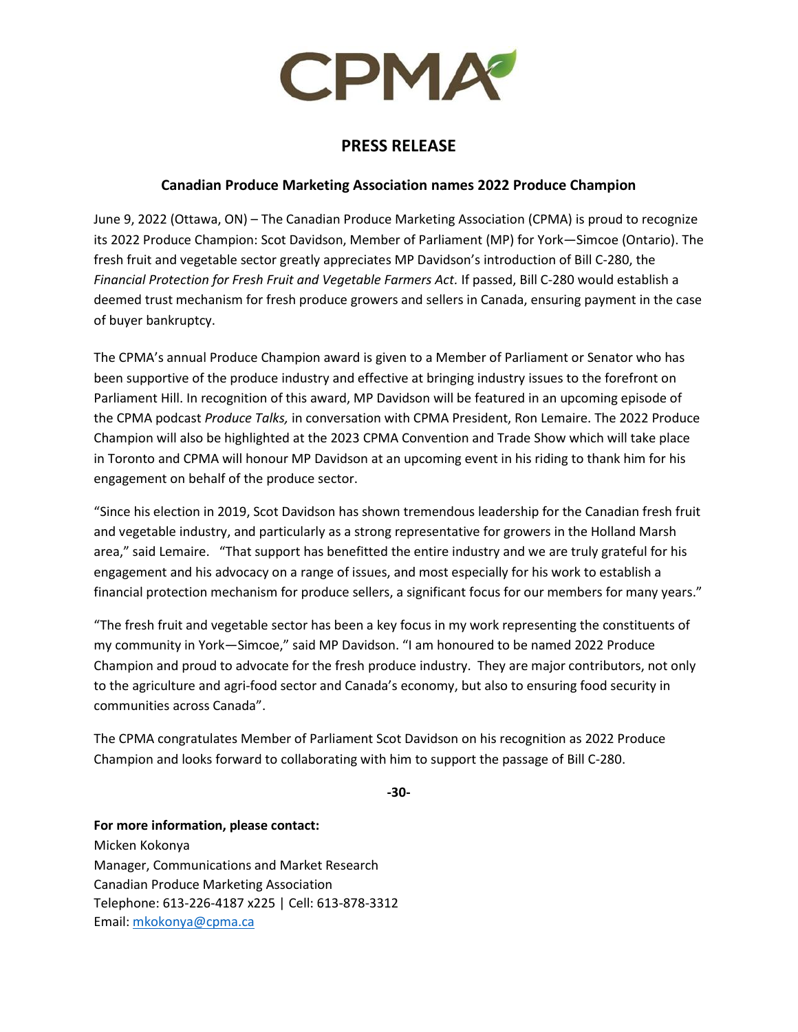CPMA

# PRESS RELEASE

## Canadian Produce Marketing Association names 2022 Produce Champion

June 9, 2022 (Ottawa, ON) – The Canadian Produce Marketing Association (CPMA) is proud to recognize its 2022 Produce Champion: Scot Davidson, Member of Parliament (MP) for York—Simcoe (Ontario). The fresh fruit and vegetable sector greatly appreciates MP Davidson's introduction of Bill C-280, the *Financial Protection for Fresh Fruit and Vegetable Farmers Act.* If passed, Bill C-280 would establish a deemed trust mechanism for fresh produce growers and sellers in Canada, ensuring payment in the case of buyer bankruptcy.

The CPMA's annual Produce Champion award is given to a Member of Parliament or Senator who has been supportive of the produce industry and effective at bringing industry issues to the forefront on Parliament Hill. In recognition of this award, MP Davidson will be featured in an upcoming episode of the CPMA podcast *Produce Talks,* in conversation with CPMA President, Ron Lemaire. The 2022 Produce Champion will also be highlighted at the 2023 CPMA Convention and Trade Show which will take place in Toronto and CPMA will honour MP Davidson at an upcoming event in his riding to thank him for his engagement on behalf of the produce sector.

"Since his election in 2019, Scot Davidson has shown tremendous leadership for the Canadian fresh fruit and vegetable industry, and particularly as a strong representative for growers in the Holland Marsh area," said Lemaire. "That support has benefitted the entire industry and we are truly grateful for his engagement and his advocacy on a range of issues, and most especially for his work to establish a financial protection mechanism for produce sellers, a significant focus for our members for many years."

"The fresh fruit and vegetable sector has been a key focus in my work representing the constituents of my community in York—Simcoe," said MP Davidson. "I am honoured to be named 2022 Produce Champion and proud to advocate for the fresh produce industry. They are major contributors, not only to the agriculture and agri-food sector and Canada's economy, but also to ensuring food security in communities across Canada".

The CPMA congratulates Member of Parliament Scot Davidson on his recognition as 2022 Produce Champion and looks forward to collaborating with him to support the passage of Bill C-280.

**-30-**

**For more information, please contact:**
Micken Kokonya
Manager, Communications and Market Research
Canadian Produce Marketing Association
Telephone: 613-226-4187 x225 | Cell: 613-878-3312
Email: mkokonya@cpma.ca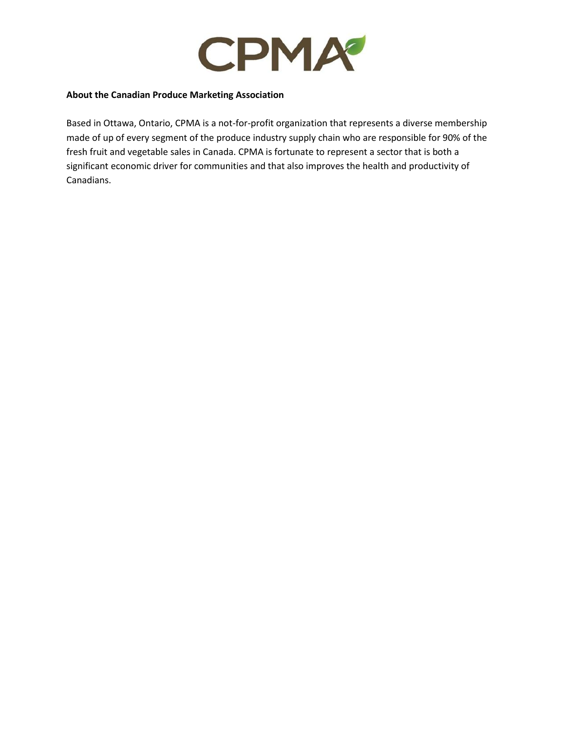**About the Canadian Produce Marketing Association**

Based in Ottawa, Ontario, CPMA is a not-for-profit organization that represents a diverse membership made of up of every segment of the produce industry supply chain who are responsible for 90% of the fresh fruit and vegetable sales in Canada. CPMA is fortunate to represent a sector that is both a significant economic driver for communities and that also improves the health and productivity of Canadians.